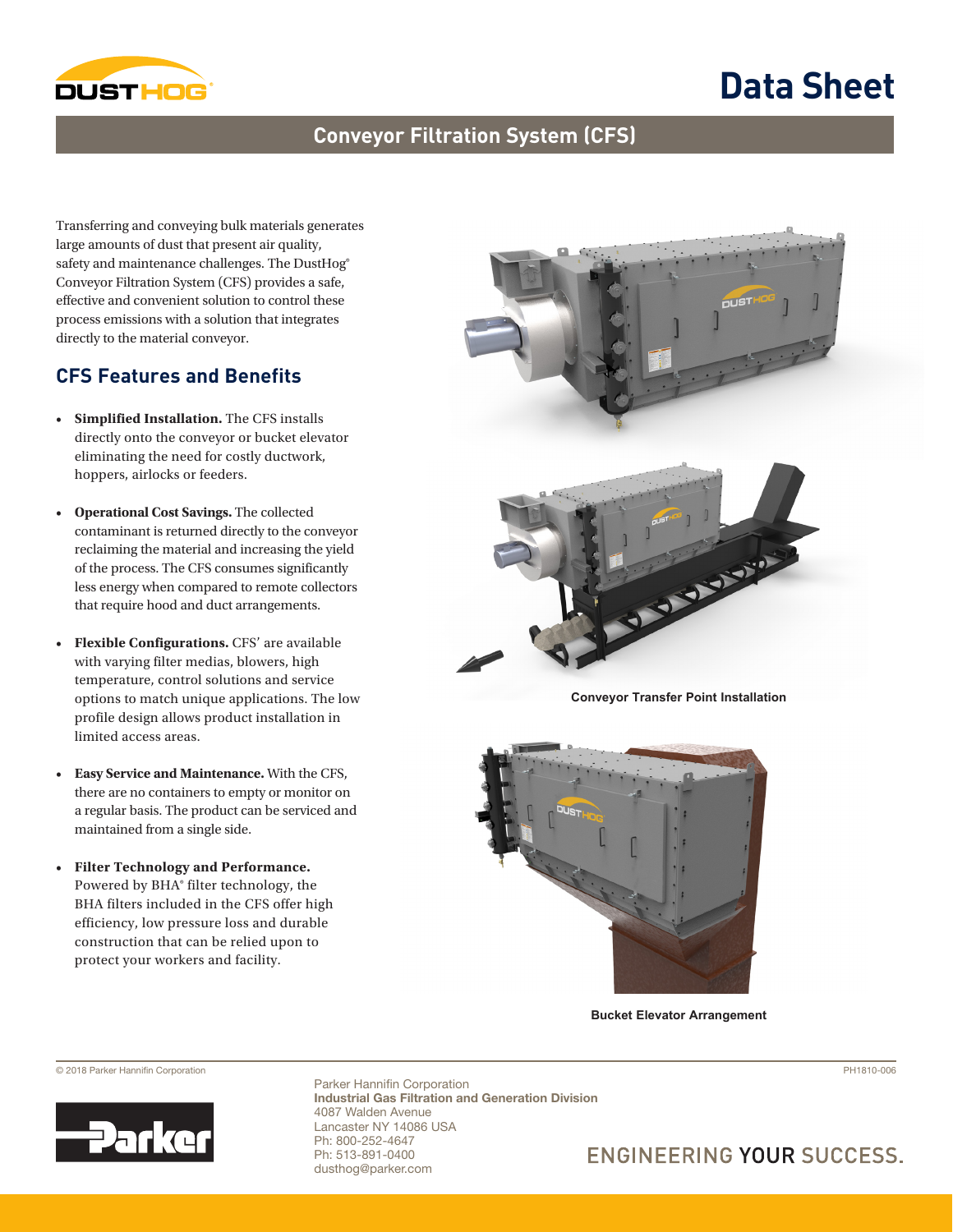# Data Sheet

## Conveyor Filtration System (CFS)

Transferring and conveying bulk materials generates large amounts of dust that present air quality, safety and maintenance challenges. The DustHog® Conveyor Filtration System (CFS) provides a safe, effective and convenient solution to control these process emissions with a solution that integrates directly to the material conveyor.

### CFS Features and Benefits

- **Simplified Installation.** The CFS installs directly onto the conveyor or bucket elevator eliminating the need for costly ductwork, hoppers, airlocks or feeders.
- **Operational Cost Savings.** The collected contaminant is returned directly to the conveyor reclaiming the material and increasing the yield of the process. The CFS consumes significantly less energy when compared to remote collectors that require hood and duct arrangements.
- **Flexible Configurations.** CFS' are available with varying filter medias, blowers, high temperature, control solutions and service options to match unique applications. The low profile design allows product installation in limited access areas.
- **Easy Service and Maintenance.** With the CFS, there are no containers to empty or monitor on a regular basis. The product can be serviced and maintained from a single side.
- **Filter Technology and Performance.** Powered by BHA® filter technology, the BHA filters included in the CFS offer high efficiency, low pressure loss and durable construction that can be relied upon to protect your workers and facility.

Conveyor Transfer Point Installation

Bucket Elevator Arrangement

© 2018 Parker Hannifin Corporation

PH1810-006

Parker Hannifin Corporation
**Industrial Gas Filtration and Generation Division**
4087 Walden Avenue
Lancaster NY 14086 USA
Ph: 800-252-4647
Ph: 513-891-0400
dusthog@parker.com

ENGINEERING YOUR SUCCESS.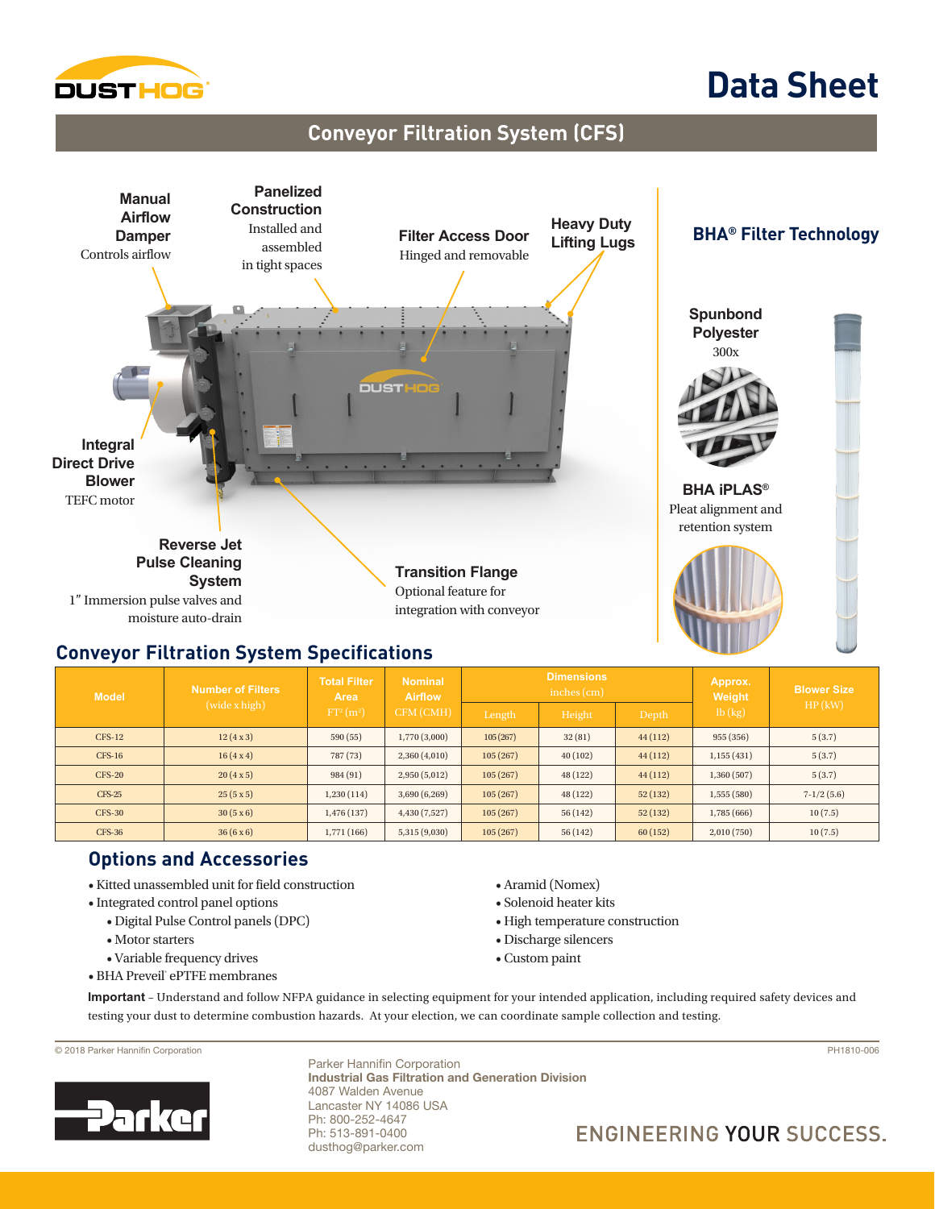# Data Sheet

## Conveyor Filtration System (CFS)

**Manual Airflow Damper**
Controls airflow

**Panelized Construction**
Installed and assembled in tight spaces

**Filter Access Door**
Hinged and removable

**Heavy Duty Lifting Lugs**

**Integral Direct Drive Blower**
TEFC motor

**Reverse Jet Pulse Cleaning System**
1″ Immersion pulse valves and moisture auto-drain

**Transition Flange**
Optional feature for integration with conveyor

### BHA® Filter Technology

**Spunbond Polyester**
300x

**BHA iPLAS®**
Pleat alignment and retention system

## Conveyor Filtration System Specifications

| Model | Number of Filters (wide x high) | Total Filter Area FT² (m²) | Nominal Airflow CFM (CMH) | Dimensions inches (cm) | | | Approx. Weight lb (kg) | Blower Size HP (kW) |
|---|---|---|---|---|---|---|---|---|
| | | | | Length | Height | Depth | | |
| CFS-12 | 12 (4 x 3) | 590 (55) | 1,770 (3,000) | 105 (267) | 32 (81) | 44 (112) | 955 (356) | 5 (3.7) |
| CFS-16 | 16 (4 x 4) | 787 (73) | 2,360 (4,010) | 105 (267) | 40 (102) | 44 (112) | 1,155 (431) | 5 (3.7) |
| CFS-20 | 20 (4 x 5) | 984 (91) | 2,950 (5,012) | 105 (267) | 48 (122) | 44 (112) | 1,360 (507) | 5 (3.7) |
| CFS-25 | 25 (5 x 5) | 1,230 (114) | 3,690 (6,269) | 105 (267) | 48 (122) | 52 (132) | 1,555 (580) | 7-1/2 (5.6) |
| CFS-30 | 30 (5 x 6) | 1,476 (137) | 4,430 (7,527) | 105 (267) | 56 (142) | 52 (132) | 1,785 (666) | 10 (7.5) |
| CFS-36 | 36 (6 x 6) | 1,771 (166) | 5,315 (9,030) | 105 (267) | 56 (142) | 60 (152) | 2,010 (750) | 10 (7.5) |

## Options and Accessories

- Kitted unassembled unit for field construction
- Integrated control panel options
  - Digital Pulse Control panels (DPC)
  - Motor starters
  - Variable frequency drives
- BHA Preveil® ePTFE membranes
- Aramid (Nomex)
- Solenoid heater kits
- High temperature construction
- Discharge silencers
- Custom paint

**Important** – Understand and follow NFPA guidance in selecting equipment for your intended application, including required safety devices and testing your dust to determine combustion hazards. At your election, we can coordinate sample collection and testing.

© 2018 Parker Hannifin Corporation

PH1810-006

Parker Hannifin Corporation
**Industrial Gas Filtration and Generation Division**
4087 Walden Avenue
Lancaster NY 14086 USA
Ph: 800-252-4647
Ph: 513-891-0400
dusthog@parker.com

ENGINEERING YOUR SUCCESS.